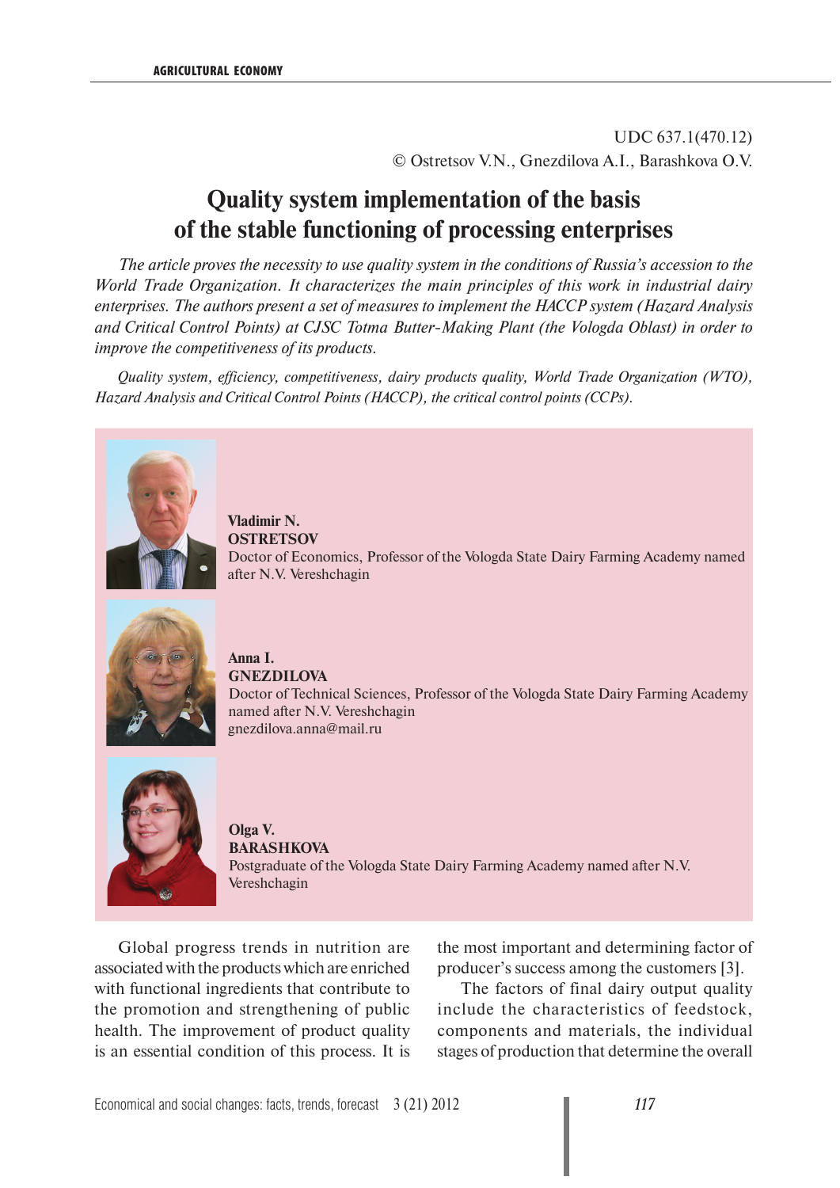UDC 637.1(470.12)
© Ostretsov V.N., Gnezdilova A.I., Barashkova O.V.

# Quality system implementation of the basis of the stable functioning of processing enterprises

*The article proves the necessity to use quality system in the conditions of Russia's accession to the World Trade Organization. It characterizes the main principles of this work in industrial dairy enterprises. The authors present a set of measures to implement the HACCP system (Hazard Analysis and Critical Control Points) at CJSC Totma Butter-Making Plant (the Vologda Oblast) in order to improve the competitiveness of its products.*

*Quality system, efficiency, competitiveness, dairy products quality, World Trade Organization (WTO), Hazard Analysis and Critical Control Points (HACCP), the critical control points (CCPs).*

**Vladimir N. OSTRETSOV**
Doctor of Economics, Professor of the Vologda State Dairy Farming Academy named after N.V. Vereshchagin

**Anna I. GNEZDILOVA**
Doctor of Technical Sciences, Professor of the Vologda State Dairy Farming Academy named after N.V. Vereshchagin
gnezdilova.anna@mail.ru

**Olga V. BARASHKOVA**
Postgraduate of the Vologda State Dairy Farming Academy named after N.V. Vereshchagin

Global progress trends in nutrition are associated with the products which are enriched with functional ingredients that contribute to the promotion and strengthening of public health. The improvement of product quality is an essential condition of this process. It is the most important and determining factor of producer's success among the customers [3].

The factors of final dairy output quality include the characteristics of feedstock, components and materials, the individual stages of production that determine the overall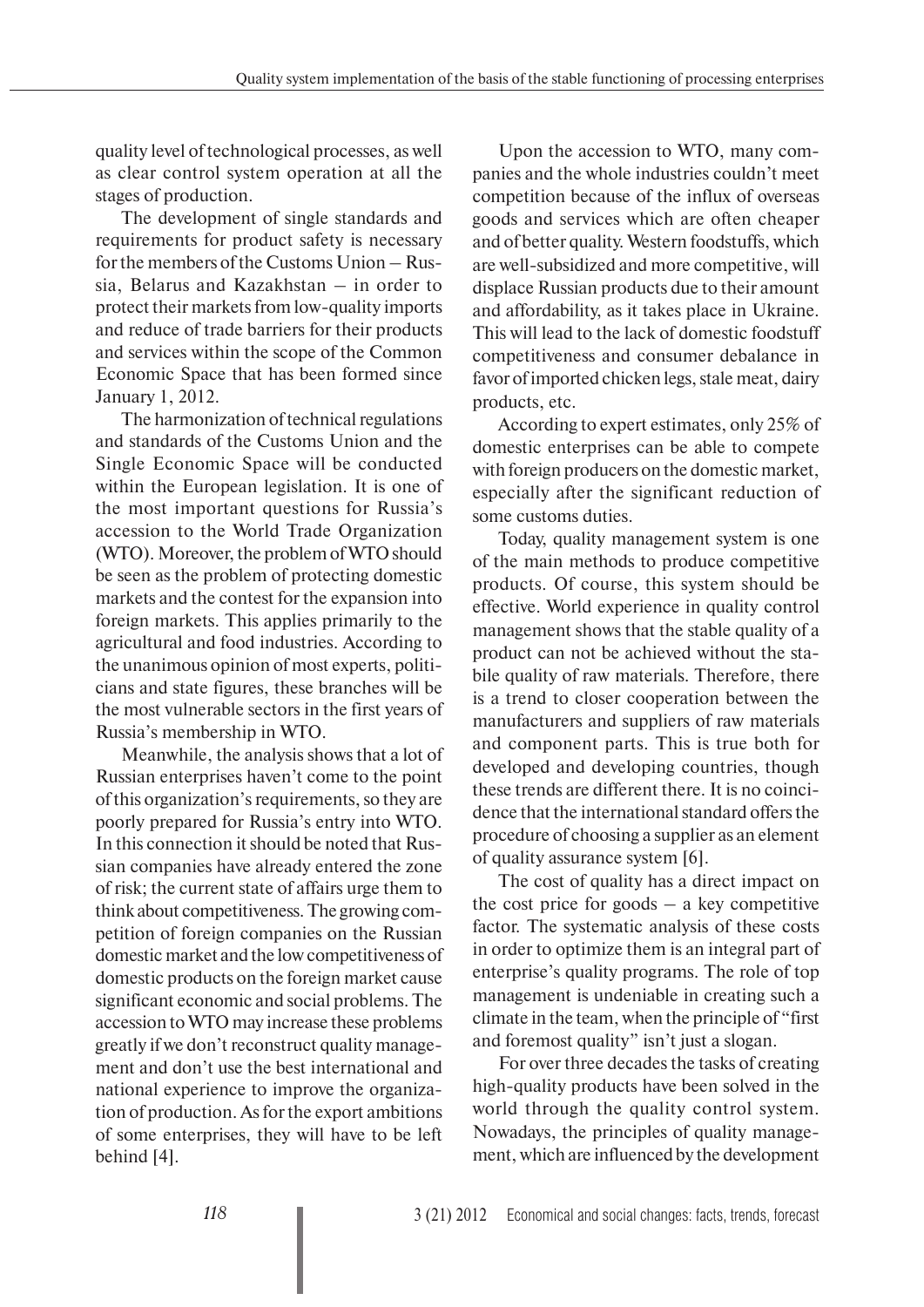quality level of technological processes, as well as clear control system operation at all the stages of production.

The development of single standards and requirements for product safety is necessary for the members of the Customs Union – Russia, Belarus and Kazakhstan – in order to protect their markets from low-quality imports and reduce of trade barriers for their products and services within the scope of the Common Economic Space that has been formed since January 1, 2012.

The harmonization of technical regulations and standards of the Customs Union and the Single Economic Space will be conducted within the European legislation. It is one of the most important questions for Russia's accession to the World Trade Organization (WTO). Moreover, the problem of WTO should be seen as the problem of protecting domestic markets and the contest for the expansion into foreign markets. This applies primarily to the agricultural and food industries. According to the unanimous opinion of most experts, politicians and state figures, these branches will be the most vulnerable sectors in the first years of Russia's membership in WTO.

Meanwhile, the analysis shows that a lot of Russian enterprises haven't come to the point of this organization's requirements, so they are poorly prepared for Russia's entry into WTO. In this connection it should be noted that Russian companies have already entered the zone of risk; the current state of affairs urge them to think about competitiveness. The growing competition of foreign companies on the Russian domestic market and the low competitiveness of domestic products on the foreign market cause significant economic and social problems. The accession to WTO may increase these problems greatly if we don't reconstruct quality management and don't use the best international and national experience to improve the organization of production. As for the export ambitions of some enterprises, they will have to be left behind [4].

Upon the accession to WTO, many companies and the whole industries couldn't meet competition because of the influx of overseas goods and services which are often cheaper and of better quality. Western foodstuffs, which are well-subsidized and more competitive, will displace Russian products due to their amount and affordability, as it takes place in Ukraine. This will lead to the lack of domestic foodstuff competitiveness and consumer debalance in favor of imported chicken legs, stale meat, dairy products, etc.

According to expert estimates, only 25% of domestic enterprises can be able to compete with foreign producers on the domestic market, especially after the significant reduction of some customs duties.

Today, quality management system is one of the main methods to produce competitive products. Of course, this system should be effective. World experience in quality control management shows that the stable quality of a product can not be achieved without the stabile quality of raw materials. Therefore, there is a trend to closer cooperation between the manufacturers and suppliers of raw materials and component parts. This is true both for developed and developing countries, though these trends are different there. It is no coincidence that the international standard offers the procedure of choosing a supplier as an element of quality assurance system [6].

The cost of quality has a direct impact on the cost price for goods – a key competitive factor. The systematic analysis of these costs in order to optimize them is an integral part of enterprise's quality programs. The role of top management is undeniable in creating such a climate in the team, when the principle of "first and foremost quality" isn't just a slogan.

For over three decades the tasks of creating high-quality products have been solved in the world through the quality control system. Nowadays, the principles of quality management, which are influenced by the development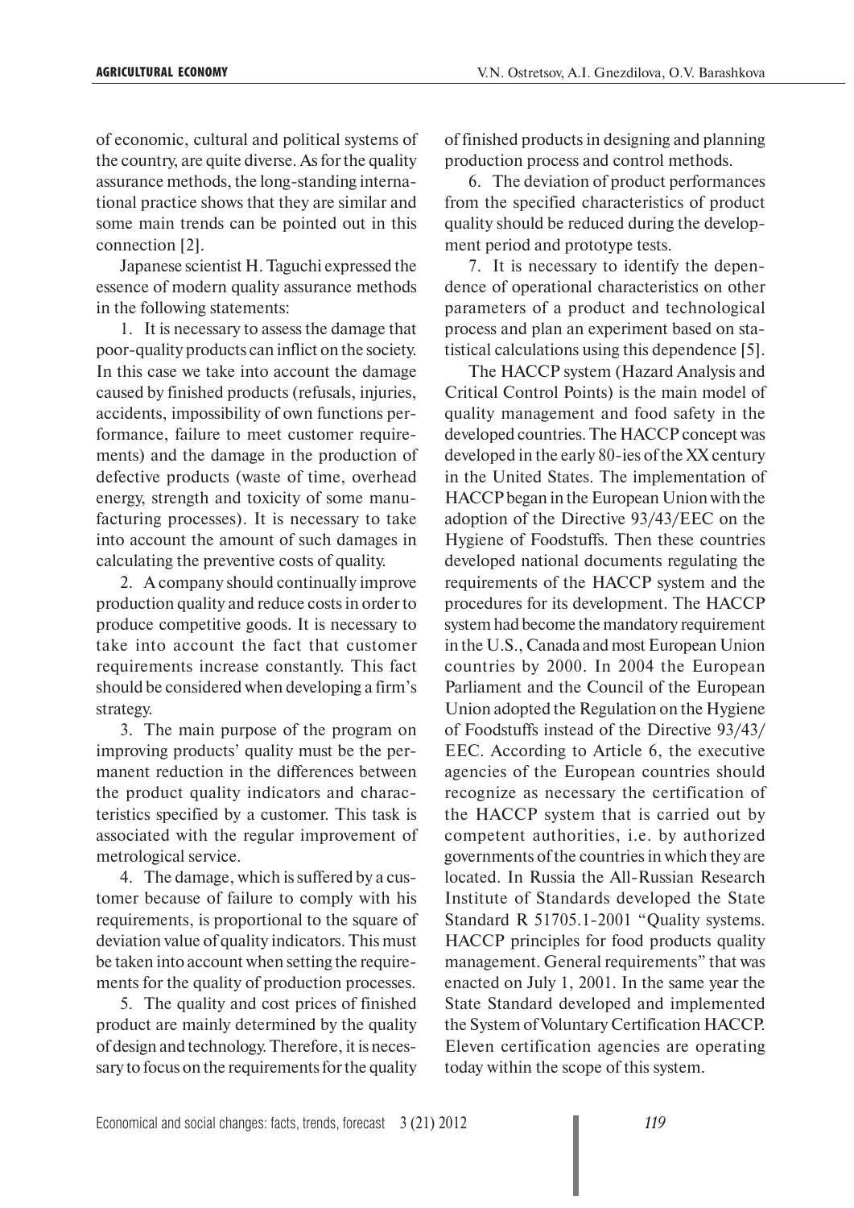of economic, cultural and political systems of the country, are quite diverse. As for the quality assurance methods, the long-standing international practice shows that they are similar and some main trends can be pointed out in this connection [2].

Japanese scientist H. Taguchi expressed the essence of modern quality assurance methods in the following statements:

1. It is necessary to assess the damage that poor-quality products can inflict on the society. In this case we take into account the damage caused by finished products (refusals, injuries, accidents, impossibility of own functions performance, failure to meet customer requirements) and the damage in the production of defective products (waste of time, overhead energy, strength and toxicity of some manufacturing processes). It is necessary to take into account the amount of such damages in calculating the preventive costs of quality.

2. A company should continually improve production quality and reduce costs in order to produce competitive goods. It is necessary to take into account the fact that customer requirements increase constantly. This fact should be considered when developing a firm's strategy.

3. The main purpose of the program on improving products' quality must be the permanent reduction in the differences between the product quality indicators and characteristics specified by a customer. This task is associated with the regular improvement of metrological service.

4. The damage, which is suffered by a customer because of failure to comply with his requirements, is proportional to the square of deviation value of quality indicators. This must be taken into account when setting the requirements for the quality of production processes.

5. The quality and cost prices of finished product are mainly determined by the quality of design and technology. Therefore, it is necessary to focus on the requirements for the quality of finished products in designing and planning production process and control methods.

6. The deviation of product performances from the specified characteristics of product quality should be reduced during the development period and prototype tests.

7. It is necessary to identify the dependence of operational characteristics on other parameters of a product and technological process and plan an experiment based on statistical calculations using this dependence [5].

The HACCP system (Hazard Analysis and Critical Control Points) is the main model of quality management and food safety in the developed countries. The HACCP concept was developed in the early 80-ies of the XX century in the United States. The implementation of HACCP began in the European Union with the adoption of the Directive 93/43/EEC on the Hygiene of Foodstuffs. Then these countries developed national documents regulating the requirements of the HACCP system and the procedures for its development. The HACCP system had become the mandatory requirement in the U.S., Canada and most European Union countries by 2000. In 2004 the European Parliament and the Council of the European Union adopted the Regulation on the Hygiene of Foodstuffs instead of the Directive 93/43/EEC. According to Article 6, the executive agencies of the European countries should recognize as necessary the certification of the HACCP system that is carried out by competent authorities, i.e. by authorized governments of the countries in which they are located. In Russia the All-Russian Research Institute of Standards developed the State Standard R 51705.1-2001 "Quality systems. HACCP principles for food products quality management. General requirements" that was enacted on July 1, 2001. In the same year the State Standard developed and implemented the System of Voluntary Certification HACCP. Eleven certification agencies are operating today within the scope of this system.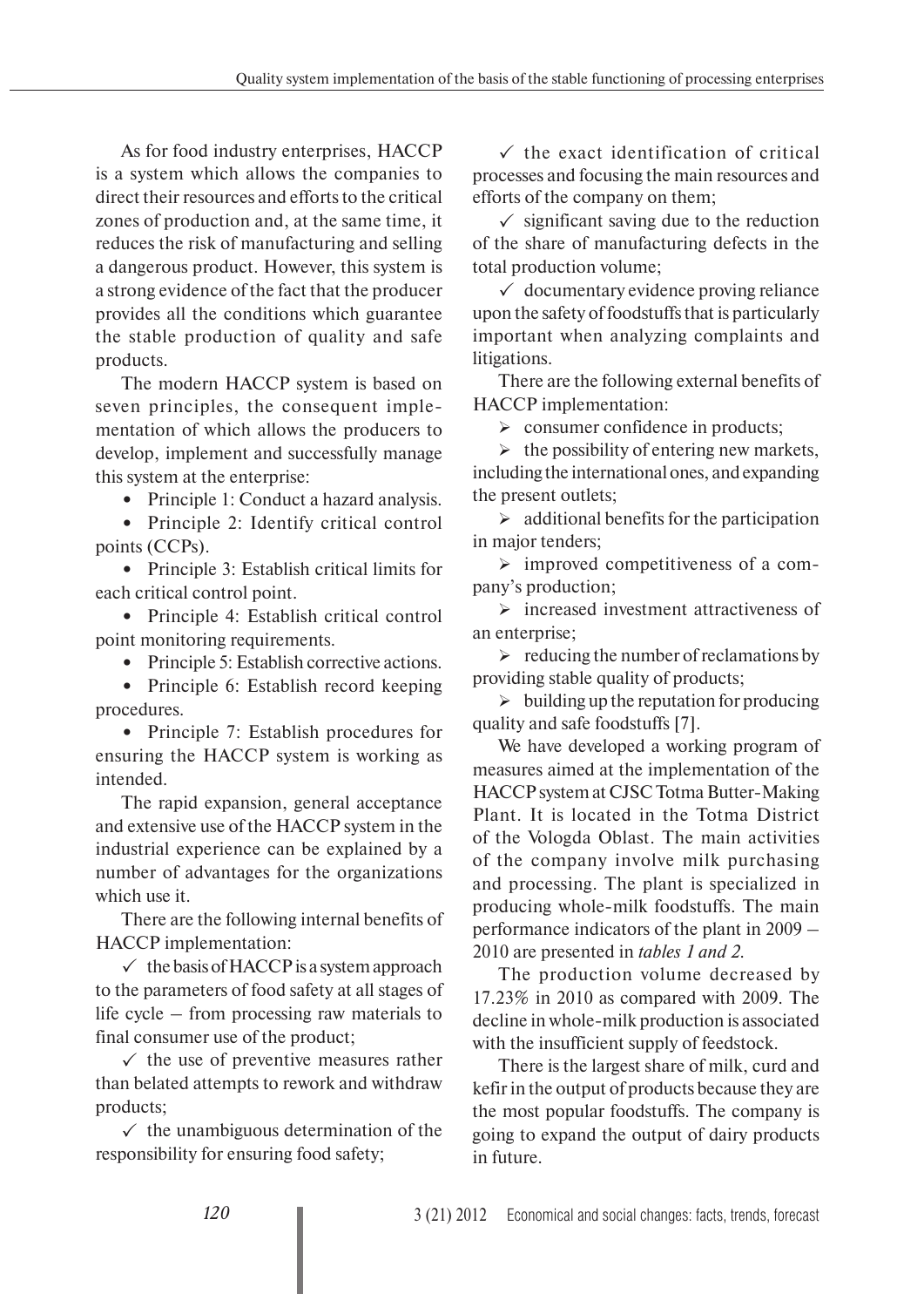As for food industry enterprises, HACCP is a system which allows the companies to direct their resources and efforts to the critical zones of production and, at the same time, it reduces the risk of manufacturing and selling a dangerous product. However, this system is a strong evidence of the fact that the producer provides all the conditions which guarantee the stable production of quality and safe products.

The modern HACCP system is based on seven principles, the consequent implementation of which allows the producers to develop, implement and successfully manage this system at the enterprise:

- Principle 1: Conduct a hazard analysis.
- Principle 2: Identify critical control points (CCPs).
- Principle 3: Establish critical limits for each critical control point.
- Principle 4: Establish critical control point monitoring requirements.
- Principle 5: Establish corrective actions.
- Principle 6: Establish record keeping procedures.
- Principle 7: Establish procedures for ensuring the HACCP system is working as intended.

The rapid expansion, general acceptance and extensive use of the HACCP system in the industrial experience can be explained by a number of advantages for the organizations which use it.

There are the following internal benefits of HACCP implementation:

✓ the basis of HACCP is a system approach to the parameters of food safety at all stages of life cycle – from processing raw materials to final consumer use of the product;

✓ the use of preventive measures rather than belated attempts to rework and withdraw products;

✓ the unambiguous determination of the responsibility for ensuring food safety;

✓ the exact identification of critical processes and focusing the main resources and efforts of the company on them;

✓ significant saving due to the reduction of the share of manufacturing defects in the total production volume;

✓ documentary evidence proving reliance upon the safety of foodstuffs that is particularly important when analyzing complaints and litigations.

There are the following external benefits of HACCP implementation:

➢ consumer confidence in products;

➢ the possibility of entering new markets, including the international ones, and expanding the present outlets;

➢ additional benefits for the participation in major tenders;

➢ improved competitiveness of a company's production;

➢ increased investment attractiveness of an enterprise;

➢ reducing the number of reclamations by providing stable quality of products;

➢ building up the reputation for producing quality and safe foodstuffs [7].

We have developed a working program of measures aimed at the implementation of the HACCP system at CJSC Totma Butter-Making Plant. It is located in the Totma District of the Vologda Oblast. The main activities of the company involve milk purchasing and processing. The plant is specialized in producing whole-milk foodstuffs. The main performance indicators of the plant in 2009 – 2010 are presented in *tables 1 and 2*.

The production volume decreased by 17.23% in 2010 as compared with 2009. The decline in whole-milk production is associated with the insufficient supply of feedstock.

There is the largest share of milk, curd and kefir in the output of products because they are the most popular foodstuffs. The company is going to expand the output of dairy products in future.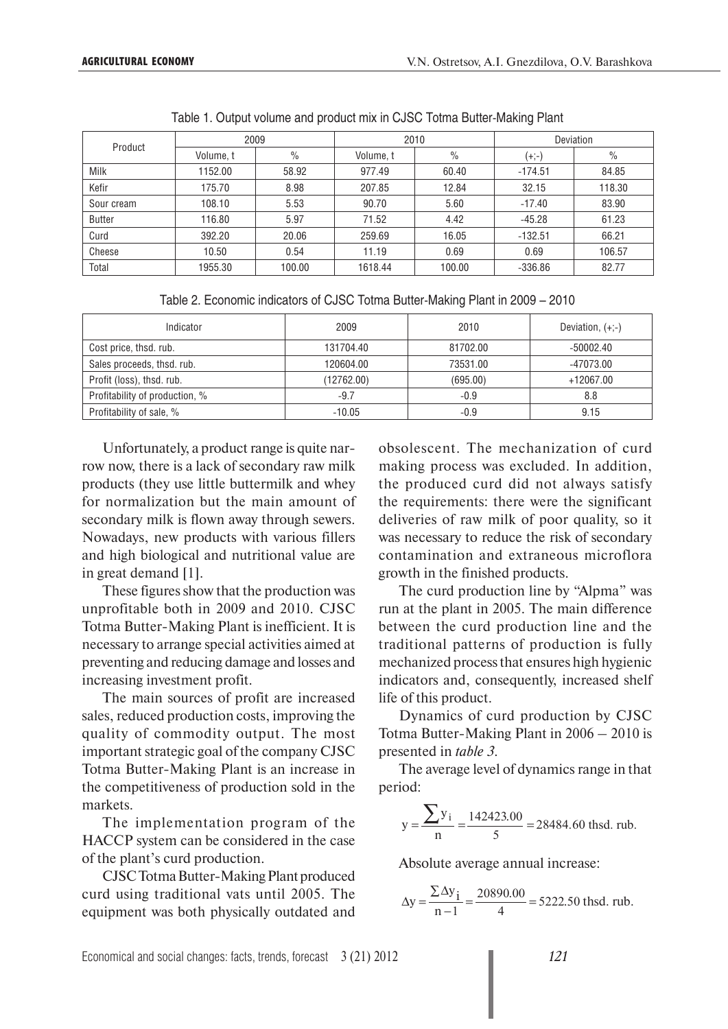Table 1. Output volume and product mix in CJSC Totma Butter-Making Plant

| Product | 2009 | | 2010 | | Deviation | |
|---|---|---|---|---|---|---|
| | Volume, t | % | Volume, t | % | (+;-) | % |
| Milk | 1152.00 | 58.92 | 977.49 | 60.40 | -174.51 | 84.85 |
| Kefir | 175.70 | 8.98 | 207.85 | 12.84 | 32.15 | 118.30 |
| Sour cream | 108.10 | 5.53 | 90.70 | 5.60 | -17.40 | 83.90 |
| Butter | 116.80 | 5.97 | 71.52 | 4.42 | -45.28 | 61.23 |
| Curd | 392.20 | 20.06 | 259.69 | 16.05 | -132.51 | 66.21 |
| Cheese | 10.50 | 0.54 | 11.19 | 0.69 | 0.69 | 106.57 |
| Total | 1955.30 | 100.00 | 1618.44 | 100.00 | -336.86 | 82.77 |

Table 2. Economic indicators of CJSC Totma Butter-Making Plant in 2009 – 2010

| Indicator | 2009 | 2010 | Deviation, (+;-) |
|---|---|---|---|
| Cost price, thsd. rub. | 131704.40 | 81702.00 | -50002.40 |
| Sales proceeds, thsd. rub. | 120604.00 | 73531.00 | -47073.00 |
| Profit (loss), thsd. rub. | (12762.00) | (695.00) | +12067.00 |
| Profitability of production, % | -9.7 | -0.9 | 8.8 |
| Profitability of sale, % | -10.05 | -0.9 | 9.15 |

Unfortunately, a product range is quite narrow now, there is a lack of secondary raw milk products (they use little buttermilk and whey for normalization but the main amount of secondary milk is flown away through sewers. Nowadays, new products with various fillers and high biological and nutritional value are in great demand [1].

These figures show that the production was unprofitable both in 2009 and 2010. CJSC Totma Butter-Making Plant is inefficient. It is necessary to arrange special activities aimed at preventing and reducing damage and losses and increasing investment profit.

The main sources of profit are increased sales, reduced production costs, improving the quality of commodity output. The most important strategic goal of the company CJSC Totma Butter-Making Plant is an increase in the competitiveness of production sold in the markets.

The implementation program of the HACCP system can be considered in the case of the plant's curd production.

CJSC Totma Butter-Making Plant produced curd using traditional vats until 2005. The equipment was both physically outdated and obsolescent. The mechanization of curd making process was excluded. In addition, the produced curd did not always satisfy the requirements: there were the significant deliveries of raw milk of poor quality, so it was necessary to reduce the risk of secondary contamination and extraneous microflora growth in the finished products.

The curd production line by "Alpma" was run at the plant in 2005. The main difference between the curd production line and the traditional patterns of production is fully mechanized process that ensures high hygienic indicators and, consequently, increased shelf life of this product.

Dynamics of curd production by CJSC Totma Butter-Making Plant in 2006 – 2010 is presented in *table 3*.

The average level of dynamics range in that period:

$$y = \frac{\sum y_i}{n} = \frac{142423.00}{5} = 28484.60 \text{ thsd. rub.}$$

Absolute average annual increase:

$$\Delta y = \frac{\sum \Delta y_i}{n-1} = \frac{20890.00}{4} = 5222.50 \text{ thsd. rub.}$$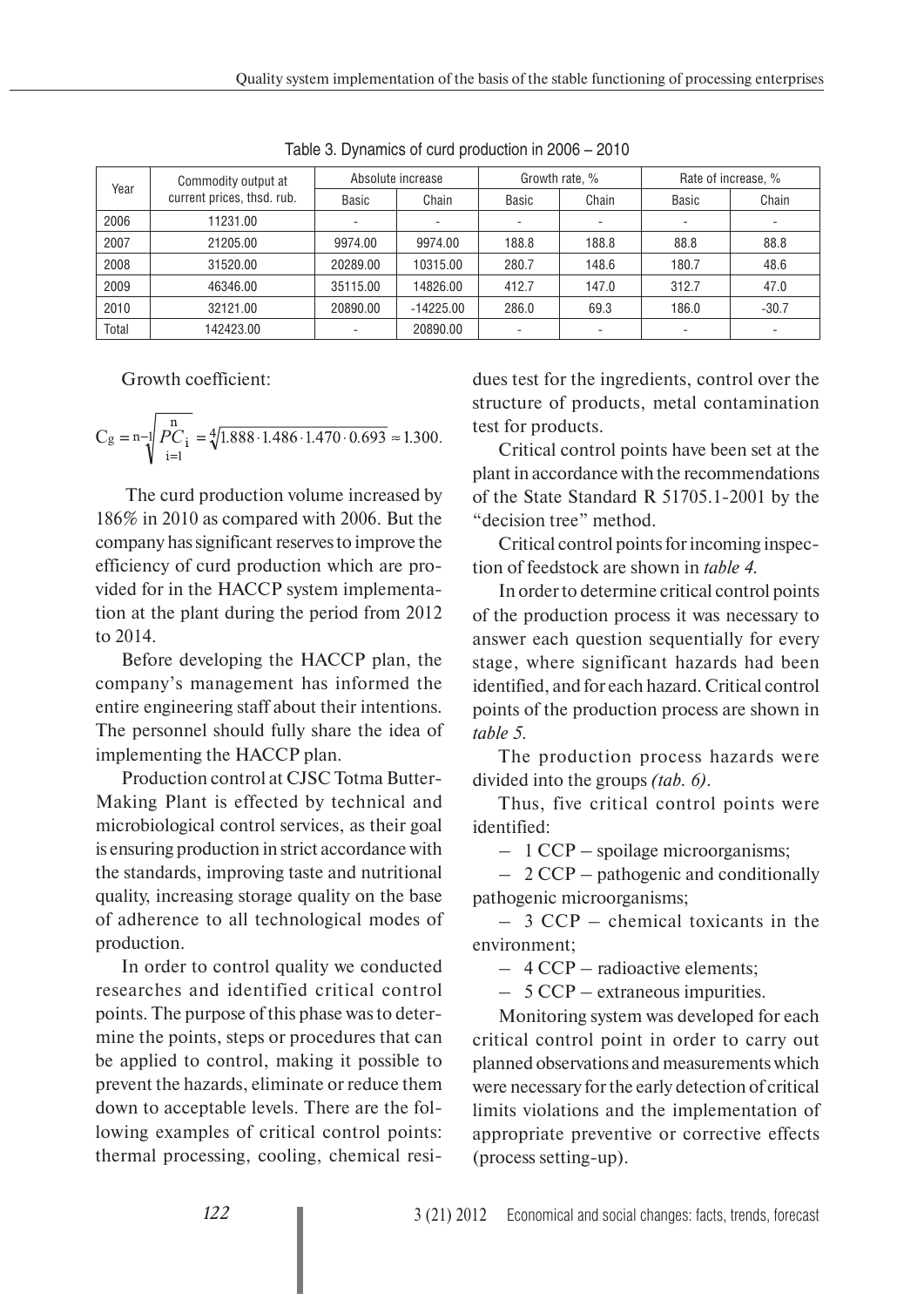Table 3. Dynamics of curd production in 2006 – 2010

| Year | Commodity output at current prices, thsd. rub. | Absolute increase | | Growth rate, % | | Rate of increase, % | |
|---|---|---|---|---|---|---|---|
| | | Basic | Chain | Basic | Chain | Basic | Chain |
| 2006 | 11231.00 | - | - | - | - | - | - |
| 2007 | 21205.00 | 9974.00 | 9974.00 | 188.8 | 188.8 | 88.8 | 88.8 |
| 2008 | 31520.00 | 20289.00 | 10315.00 | 280.7 | 148.6 | 180.7 | 48.6 |
| 2009 | 46346.00 | 35115.00 | 14826.00 | 412.7 | 147.0 | 312.7 | 47.0 |
| 2010 | 32121.00 | 20890.00 | -14225.00 | 286.0 | 69.3 | 186.0 | -30.7 |
| Total | 142423.00 | - | 20890.00 | - | - | - | - |

Growth coefficient:

$$C_g = \sqrt[n-1]{\prod_{i=1}^{n} PC_i} = \sqrt[4]{1.888 \cdot 1.486 \cdot 1.470 \cdot 0.693} \approx 1.300.$$

The curd production volume increased by 186% in 2010 as compared with 2006. But the company has significant reserves to improve the efficiency of curd production which are provided for in the HACCP system implementation at the plant during the period from 2012 to 2014.

Before developing the HACCP plan, the company's management has informed the entire engineering staff about their intentions. The personnel should fully share the idea of implementing the HACCP plan.

Production control at CJSC Totma Butter-Making Plant is effected by technical and microbiological control services, as their goal is ensuring production in strict accordance with the standards, improving taste and nutritional quality, increasing storage quality on the base of adherence to all technological modes of production.

In order to control quality we conducted researches and identified critical control points. The purpose of this phase was to determine the points, steps or procedures that can be applied to control, making it possible to prevent the hazards, eliminate or reduce them down to acceptable levels. There are the following examples of critical control points: thermal processing, cooling, chemical residues test for the ingredients, control over the structure of products, metal contamination test for products.

Critical control points have been set at the plant in accordance with the recommendations of the State Standard R 51705.1-2001 by the "decision tree" method.

Critical control points for incoming inspection of feedstock are shown in *table 4*.

In order to determine critical control points of the production process it was necessary to answer each question sequentially for every stage, where significant hazards had been identified, and for each hazard. Critical control points of the production process are shown in *table 5*.

The production process hazards were divided into the groups *(tab. 6)*.

Thus, five critical control points were identified:

– 1 CCP – spoilage microorganisms;

– 2 CCP – pathogenic and conditionally pathogenic microorganisms;

– 3 CCP – chemical toxicants in the environment;

– 4 CCP – radioactive elements;

– 5 CCP – extraneous impurities.

Monitoring system was developed for each critical control point in order to carry out planned observations and measurements which were necessary for the early detection of critical limits violations and the implementation of appropriate preventive or corrective effects (process setting-up).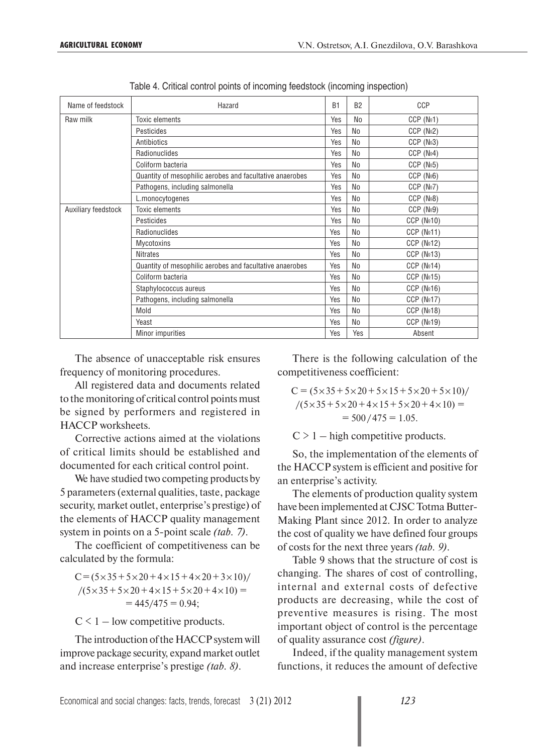Table 4. Critical control points of incoming feedstock (incoming inspection)

| Name of feedstock | Hazard | B1 | B2 | CCP |
|---|---|---|---|---|
| Raw milk | Toxic elements | Yes | No | CCP (№1) |
| | Pesticides | Yes | No | CCP (№2) |
| | Antibiotics | Yes | No | CCP (№3) |
| | Radionuclides | Yes | No | CCP (№4) |
| | Coliform bacteria | Yes | No | CCP (№5) |
| | Quantity of mesophilic aerobes and facultative anaerobes | Yes | No | CCP (№6) |
| | Pathogens, including salmonella | Yes | No | CCP (№7) |
| | L.monocytogenes | Yes | No | CCP (№8) |
| Auxiliary feedstock | Toxic elements | Yes | No | CCP (№9) |
| | Pesticides | Yes | No | CCP (№10) |
| | Radionuclides | Yes | No | CCP (№11) |
| | Mycotoxins | Yes | No | CCP (№12) |
| | Nitrates | Yes | No | CCP (№13) |
| | Quantity of mesophilic aerobes and facultative anaerobes | Yes | No | CCP (№14) |
| | Coliform bacteria | Yes | No | CCP (№15) |
| | Staphylococcus aureus | Yes | No | CCP (№16) |
| | Pathogens, including salmonella | Yes | No | CCP (№17) |
| | Mold | Yes | No | CCP (№18) |
| | Yeast | Yes | No | CCP (№19) |
| | Minor impurities | Yes | Yes | Absent |

The absence of unacceptable risk ensures frequency of monitoring procedures.

All registered data and documents related to the monitoring of critical control points must be signed by performers and registered in HACCP worksheets.

Corrective actions aimed at the violations of critical limits should be established and documented for each critical control point.

We have studied two competing products by 5 parameters (external qualities, taste, package security, market outlet, enterprise's prestige) of the elements of HACCP quality management system in points on a 5-point scale *(tab. 7)*.

The coefficient of competitiveness can be calculated by the formula:

$$C = (5\times35 + 5\times20 + 4\times15 + 4\times20 + 3\times10)/(5\times35 + 5\times20 + 4\times15 + 5\times20 + 4\times10) = 445/475 = 0.94;$$

$C < 1$ – low competitive products.

The introduction of the HACCP system will improve package security, expand market outlet and increase enterprise's prestige *(tab. 8)*.

There is the following calculation of the competitiveness coefficient:

$$C = (5\times35 + 5\times20 + 5\times15 + 5\times20 + 5\times10)/(5\times35 + 5\times20 + 4\times15 + 5\times20 + 4\times10) = 500/475 = 1.05.$$

$C > 1$ – high competitive products.

So, the implementation of the elements of the HACCP system is efficient and positive for an enterprise's activity.

The elements of production quality system have been implemented at CJSC Totma Butter-Making Plant since 2012. In order to analyze the cost of quality we have defined four groups of costs for the next three years *(tab. 9)*.

Table 9 shows that the structure of cost is changing. The shares of cost of controlling, internal and external costs of defective products are decreasing, while the cost of preventive measures is rising. The most important object of control is the percentage of quality assurance cost *(figure)*.

Indeed, if the quality management system functions, it reduces the amount of defective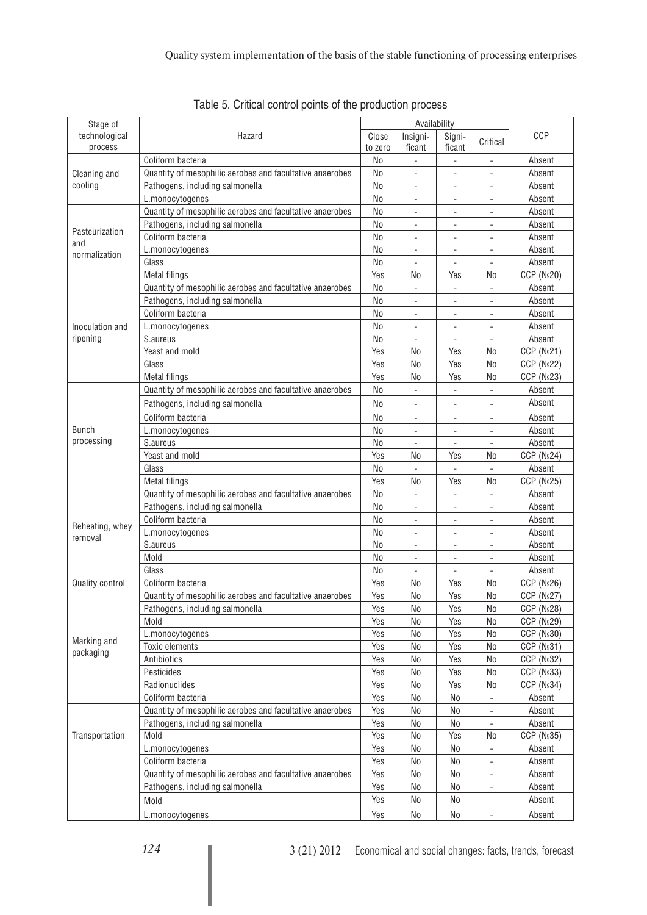Table 5. Critical control points of the production process

| Stage of technological process | Hazard | Availability | | | | CCP |
|---|---|---|---|---|---|---|
| | | Close to zero | Insignificant | Significant | Critical | |
| Cleaning and cooling | Coliform bacteria | No | - | - | - | Absent |
| | Quantity of mesophilic aerobes and facultative anaerobes | No | - | - | - | Absent |
| | Pathogens, including salmonella | No | - | - | - | Absent |
| | L.monocytogenes | No | - | - | - | Absent |
| Pasteurization and normalization | Quantity of mesophilic aerobes and facultative anaerobes | No | - | - | - | Absent |
| | Pathogens, including salmonella | No | - | - | - | Absent |
| | Coliform bacteria | No | - | - | - | Absent |
| | L.monocytogenes | No | - | - | - | Absent |
| | Glass | No | - | - | - | Absent |
| | Metal filings | Yes | No | Yes | No | CCP (№20) |
| Inoculation and ripening | Quantity of mesophilic aerobes and facultative anaerobes | No | - | - | - | Absent |
| | Pathogens, including salmonella | No | - | - | - | Absent |
| | Coliform bacteria | No | - | - | - | Absent |
| | L.monocytogenes | No | - | - | - | Absent |
| | S.aureus | No | - | - | - | Absent |
| | Yeast and mold | Yes | No | Yes | No | CCP (№21) |
| | Glass | Yes | No | Yes | No | CCP (№22) |
| | Metal filings | Yes | No | Yes | No | CCP (№23) |
| Bunch processing | Quantity of mesophilic aerobes and facultative anaerobes | No | - | - | - | Absent |
| | Pathogens, including salmonella | No | - | - | - | Absent |
| | Coliform bacteria | No | - | - | - | Absent |
| | L.monocytogenes | No | - | - | - | Absent |
| | S.aureus | No | - | - | - | Absent |
| | Yeast and mold | Yes | No | Yes | No | CCP (№24) |
| | Glass | No | - | - | - | Absent |
| | Metal filings | Yes | No | Yes | No | CCP (№25) |
| Reheating, whey removal | Quantity of mesophilic aerobes and facultative anaerobes | No | - | - | - | Absent |
| | Pathogens, including salmonella | No | - | - | - | Absent |
| | Coliform bacteria | No | - | - | - | Absent |
| | L.monocytogenes | No | - | - | - | Absent |
| | S.aureus | No | - | - | - | Absent |
| | Mold | No | - | - | - | Absent |
| | Glass | No | - | - | - | Absent |
| Quality control | Coliform bacteria | Yes | No | Yes | No | CCP (№26) |
| | Quantity of mesophilic aerobes and facultative anaerobes | Yes | No | Yes | No | CCP (№27) |
| | Pathogens, including salmonella | Yes | No | Yes | No | CCP (№28) |
| | Mold | Yes | No | Yes | No | CCP (№29) |
| | L.monocytogenes | Yes | No | Yes | No | CCP (№30) |
| Marking and packaging | Toxic elements | Yes | No | Yes | No | CCP (№31) |
| | Antibiotics | Yes | No | Yes | No | CCP (№32) |
| | Pesticides | Yes | No | Yes | No | CCP (№33) |
| | Radionuclides | Yes | No | Yes | No | CCP (№34) |
| | Coliform bacteria | Yes | No | No | - | Absent |
| Transportation | Quantity of mesophilic aerobes and facultative anaerobes | Yes | No | No | - | Absent |
| | Pathogens, including salmonella | Yes | No | No | - | Absent |
| | Mold | Yes | No | Yes | No | CCP (№35) |
| | L.monocytogenes | Yes | No | No | - | Absent |
| | Coliform bacteria | Yes | No | No | - | Absent |
| | Quantity of mesophilic aerobes and facultative anaerobes | Yes | No | No | - | Absent |
| | Pathogens, including salmonella | Yes | No | No | - | Absent |
| | Mold | Yes | No | No | | Absent |
| | L.monocytogenes | Yes | No | No | - | Absent |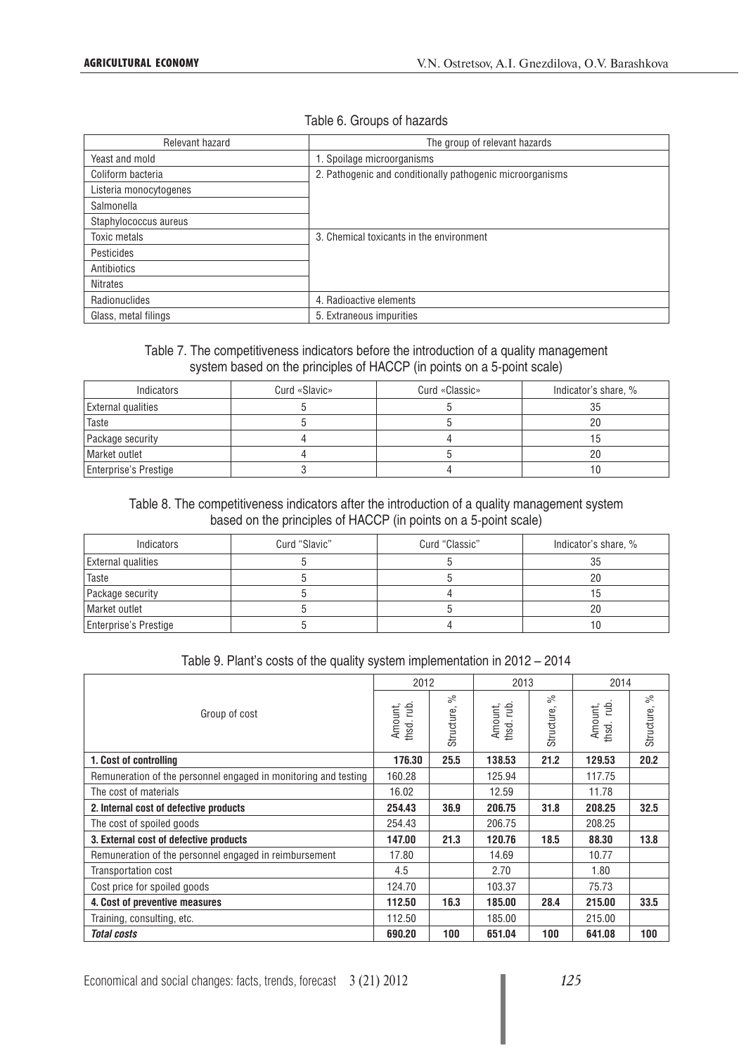Table 6. Groups of hazards

| Relevant hazard | The group of relevant hazards |
|---|---|
| Yeast and mold | 1. Spoilage microorganisms |
| Coliform bacteria | 2. Pathogenic and conditionally pathogenic microorganisms |
| Listeria monocytogenes | |
| Salmonella | |
| Staphylococcus aureus | |
| Toxic metals | 3. Chemical toxicants in the environment |
| Pesticides | |
| Antibiotics | |
| Nitrates | |
| Radionuclides | 4. Radioactive elements |
| Glass, metal filings | 5. Extraneous impurities |

Table 7. The competitiveness indicators before the introduction of a quality management system based on the principles of HACCP (in points on a 5-point scale)

| Indicators | Curd «Slavic» | Curd «Classic» | Indicator's share, % |
|---|---|---|---|
| External qualities | 5 | 5 | 35 |
| Taste | 5 | 5 | 20 |
| Package security | 4 | 4 | 15 |
| Market outlet | 4 | 5 | 20 |
| Enterprise's Prestige | 3 | 4 | 10 |

Table 8. The competitiveness indicators after the introduction of a quality management system based on the principles of HACCP (in points on a 5-point scale)

| Indicators | Curd "Slavic" | Curd "Classic" | Indicator's share, % |
|---|---|---|---|
| External qualities | 5 | 5 | 35 |
| Taste | 5 | 5 | 20 |
| Package security | 5 | 4 | 15 |
| Market outlet | 5 | 5 | 20 |
| Enterprise's Prestige | 5 | 4 | 10 |

Table 9. Plant's costs of the quality system implementation in 2012 – 2014

| Group of cost | 2012 | | 2013 | | 2014 | |
|---|---|---|---|---|---|---|
| | Amount, thsd. rub. | Structure, % | Amount, thsd. rub. | Structure, % | Amount, thsd. rub. | Structure, % |
| **1. Cost of controlling** | **176.30** | **25.5** | **138.53** | **21.2** | **129.53** | **20.2** |
| Remuneration of the personnel engaged in monitoring and testing | 160.28 | | 125.94 | | 117.75 | |
| The cost of materials | 16.02 | | 12.59 | | 11.78 | |
| **2. Internal cost of defective products** | **254.43** | **36.9** | **206.75** | **31.8** | **208.25** | **32.5** |
| The cost of spoiled goods | 254.43 | | 206.75 | | 208.25 | |
| **3. External cost of defective products** | **147.00** | **21.3** | **120.76** | **18.5** | **88.30** | **13.8** |
| Remuneration of the personnel engaged in reimbursement | 17.80 | | 14.69 | | 10.77 | |
| Transportation cost | 4.5 | | 2.70 | | 1.80 | |
| Cost price for spoiled goods | 124.70 | | 103.37 | | 75.73 | |
| **4. Cost of preventive measures** | **112.50** | **16.3** | **185.00** | **28.4** | **215.00** | **33.5** |
| Training, consulting, etc. | 112.50 | | 185.00 | | 215.00 | |
| ***Total costs*** | **690.20** | **100** | **651.04** | **100** | **641.08** | **100** |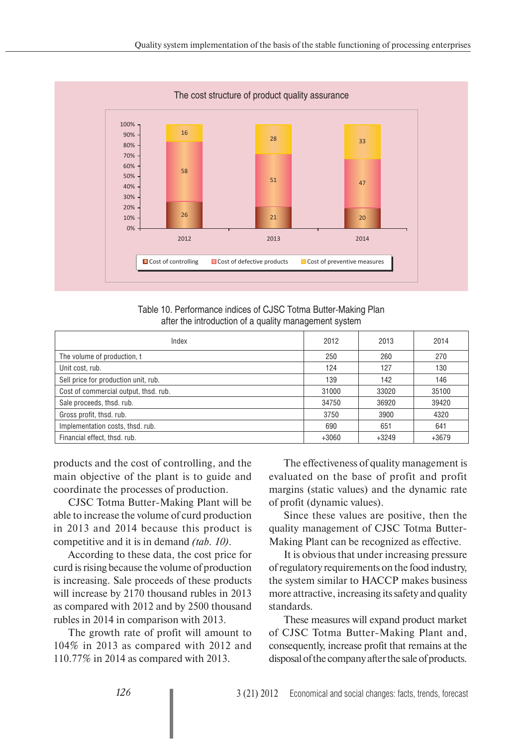The cost structure of product quality assurance

| | 2012 | 2013 | 2014 |
|---|---|---|---|
| Cost of controlling | 26 | 21 | 20 |
| Cost of defective products | 58 | 51 | 47 |
| Cost of preventive measures | 16 | 28 | 33 |

Table 10. Performance indices of CJSC Totma Butter-Making Plan after the introduction of a quality management system

| Index | 2012 | 2013 | 2014 |
|---|---|---|---|
| The volume of production, t | 250 | 260 | 270 |
| Unit cost, rub. | 124 | 127 | 130 |
| Sell price for production unit, rub. | 139 | 142 | 146 |
| Cost of commercial output, thsd. rub. | 31000 | 33020 | 35100 |
| Sale proceeds, thsd. rub. | 34750 | 36920 | 39420 |
| Gross profit, thsd. rub. | 3750 | 3900 | 4320 |
| Implementation costs, thsd. rub. | 690 | 651 | 641 |
| Financial effect, thsd. rub. | +3060 | +3249 | +3679 |

products and the cost of controlling, and the main objective of the plant is to guide and coordinate the processes of production.

CJSC Totma Butter-Making Plant will be able to increase the volume of curd production in 2013 and 2014 because this product is competitive and it is in demand *(tab. 10)*.

According to these data, the cost price for curd is rising because the volume of production is increasing. Sale proceeds of these products will increase by 2170 thousand rubles in 2013 as compared with 2012 and by 2500 thousand rubles in 2014 in comparison with 2013.

The growth rate of profit will amount to 104% in 2013 as compared with 2012 and 110.77% in 2014 as compared with 2013.

The effectiveness of quality management is evaluated on the base of profit and profit margins (static values) and the dynamic rate of profit (dynamic values).

Since these values are positive, then the quality management of CJSC Totma Butter-Making Plant can be recognized as effective.

It is obvious that under increasing pressure of regulatory requirements on the food industry, the system similar to HACCP makes business more attractive, increasing its safety and quality standards.

These measures will expand product market of CJSC Totma Butter-Making Plant and, consequently, increase profit that remains at the disposal of the company after the sale of products.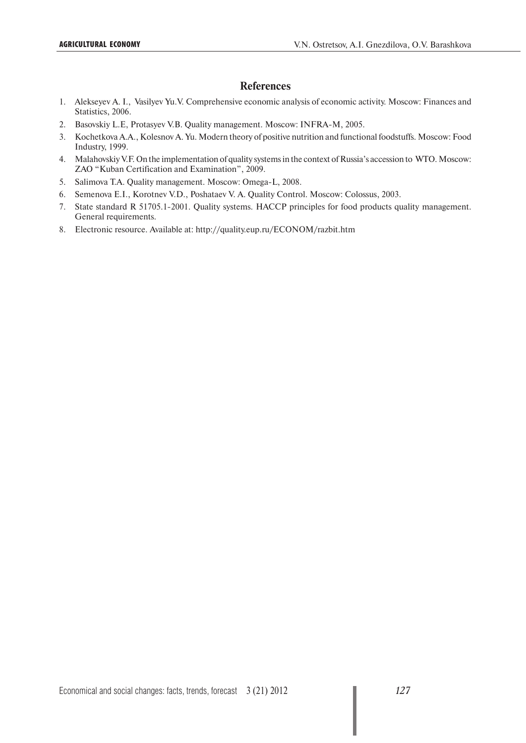## References

1. Alekseyev A. I., Vasilyev Yu.V. Comprehensive economic analysis of economic activity. Moscow: Finances and Statistics, 2006.
2. Basovskiy L.E, Protasyev V.B. Quality management. Moscow: INFRA-M, 2005.
3. Kochetkova A.A., Kolesnov A. Yu. Modern theory of positive nutrition and functional foodstuffs. Moscow: Food Industry, 1999.
4. Malahovskiy V.F. On the implementation of quality systems in the context of Russia's accession to WTO. Moscow: ZAO "Kuban Certification and Examination", 2009.
5. Salimova T.A. Quality management. Moscow: Omega-L, 2008.
6. Semenova E.I., Korotnev V.D., Poshataev V. A. Quality Control. Moscow: Colossus, 2003.
7. State standard R 51705.1-2001. Quality systems. HACCP principles for food products quality management. General requirements.
8. Electronic resource. Available at: http://quality.eup.ru/ECONOM/razbit.htm